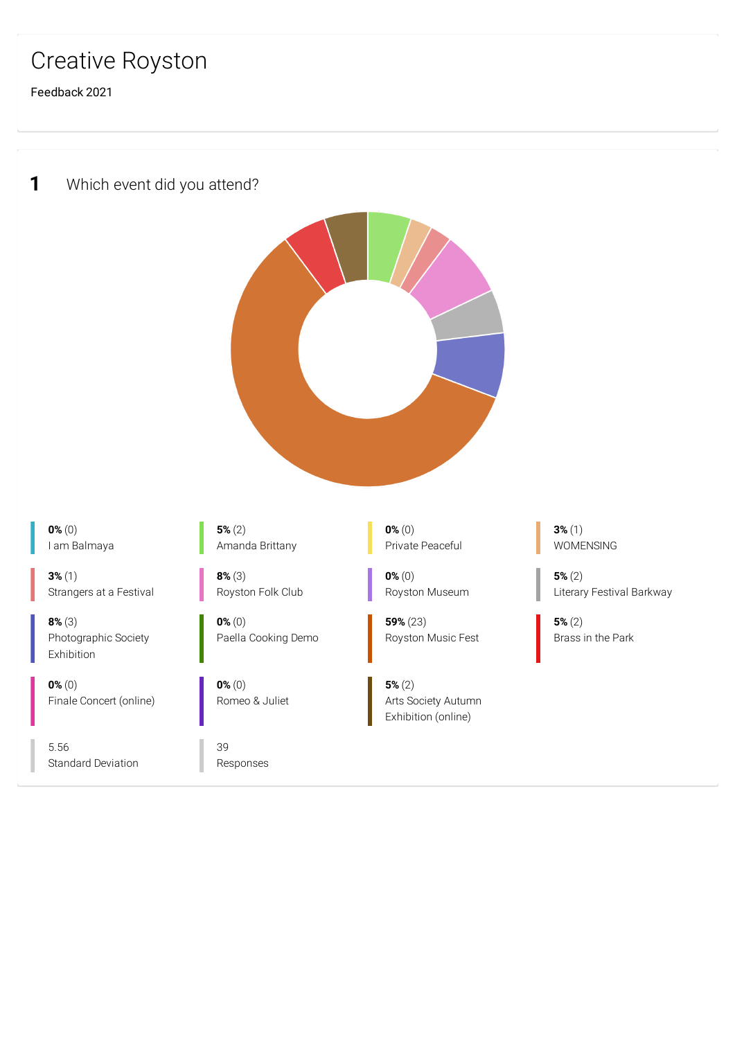# Creative Royston

Feedback 2021

## 1 Which event did you attend?

| Percentage (Count) | Event |
|---|---|
| **0%** (0) | I am Balmaya |
| **5%** (2) | Amanda Brittany |
| **0%** (0) | Private Peaceful |
| **3%** (1) | WOMENSING |
| **3%** (1) | Strangers at a Festival |
| **8%** (3) | Royston Folk Club |
| **0%** (0) | Royston Museum |
| **5%** (2) | Literary Festival Barkway |
| **8%** (3) | Photographic Society Exhibition |
| **0%** (0) | Paella Cooking Demo |
| **59%** (23) | Royston Music Fest |
| **5%** (2) | Brass in the Park |
| **0%** (0) | Finale Concert (online) |
| **0%** (0) | Romeo & Juliet |
| **5%** (2) | Arts Society Autumn Exhibition (online) |

5.56
Standard Deviation

39
Responses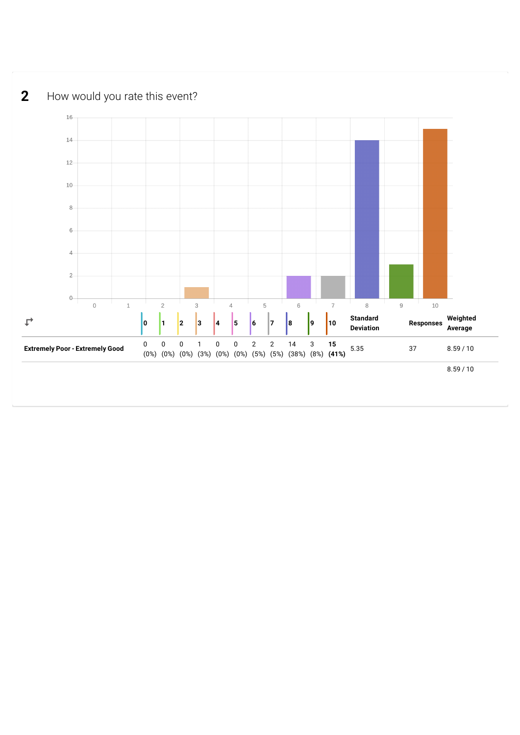## 2 How would you rate this event?

| | 0 | 1 | 2 | 3 | 4 | 5 | 6 | 7 | 8 | 9 | 10 | Standard Deviation | Responses | Weighted Average |
|---|---|---|---|---|---|---|---|---|---|---|---|---|---|---|
| **Extremely Poor - Extremely Good** | 0 (0%) | 0 (0%) | 0 (0%) | 1 (3%) | 0 (0%) | 0 (0%) | 2 (5%) | 2 (5%) | 14 (38%) | 3 (8%) | **15 (41%)** | 5.35 | 37 | 8.59 / 10 |
| | | | | | | | | | | | | | | 8.59 / 10 |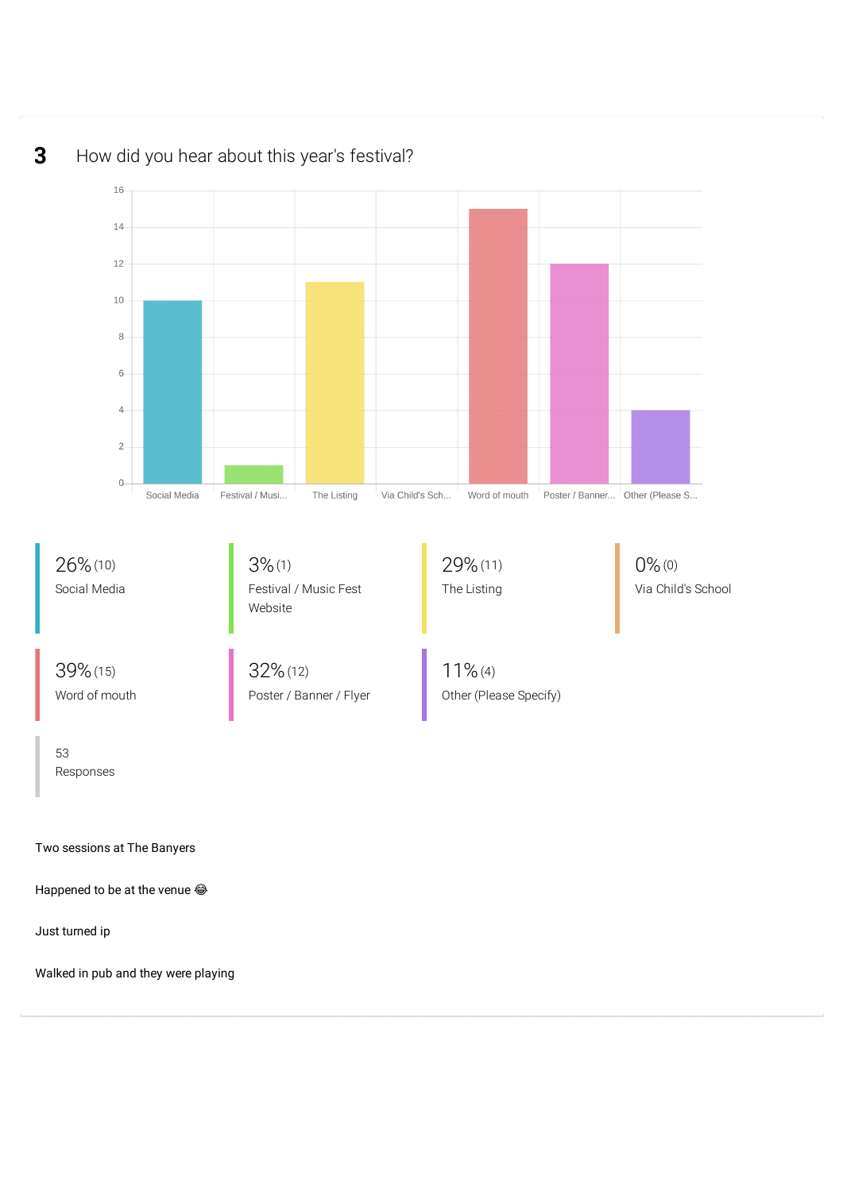## 3 How did you hear about this year's festival?

| Option | Percentage | Count |
| --- | --- | --- |
| Social Media | 26% | 10 |
| Festival / Music Fest Website | 3% | 1 |
| The Listing | 29% | 11 |
| Via Child's School | 0% | 0 |
| Word of mouth | 39% | 15 |
| Poster / Banner / Flyer | 32% | 12 |
| Other (Please Specify) | 11% | 4 |

53 Responses

Two sessions at The Banyers

Happened to be at the venue 😂

Just turned ip

Walked in pub and they were playing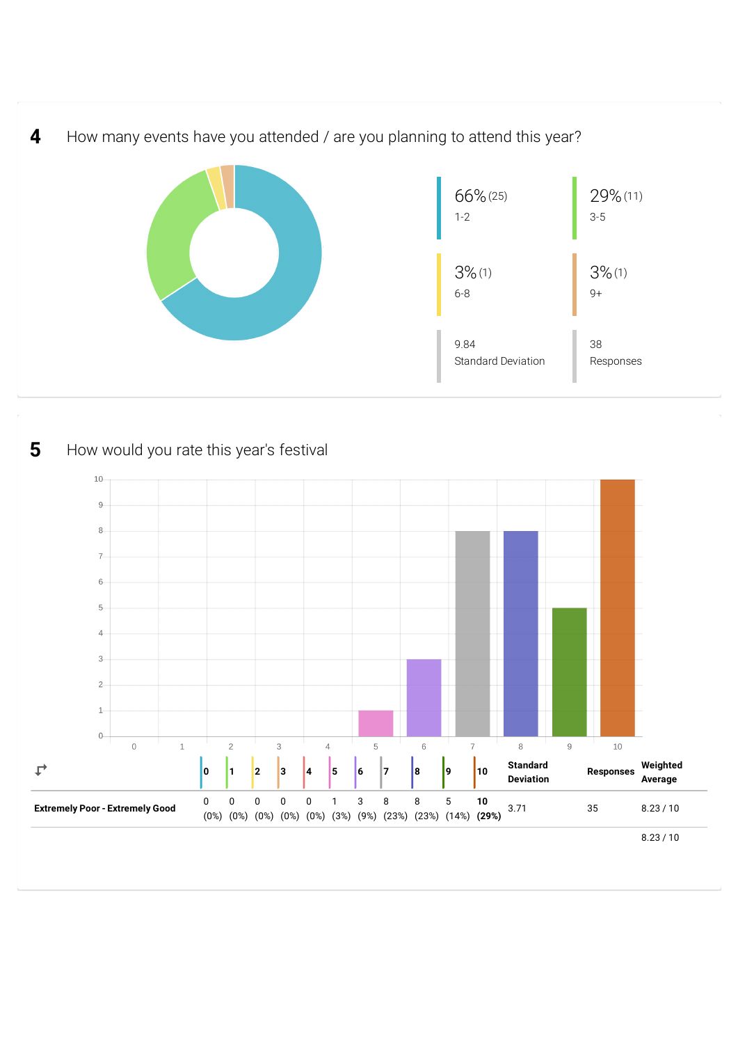## 4 How many events have you attended / are you planning to attend this year?

| Option | Percentage | Count |
|---|---|---|
| 1-2 | 66% | (25) |
| 3-5 | 29% | (11) |
| 6-8 | 3% | (1) |
| 9+ | 3% | (1) |

9.84 Standard Deviation

38 Responses

## 5 How would you rate this year's festival

| | 0 | 1 | 2 | 3 | 4 | 5 | 6 | 7 | 8 | 9 | 10 | Standard Deviation | Responses | Weighted Average |
|---|---|---|---|---|---|---|---|---|---|---|---|---|---|---|
| Extremely Poor - Extremely Good | 0 (0%) | 0 (0%) | 0 (0%) | 0 (0%) | 0 (0%) | 1 (3%) | 3 (9%) | 8 (23%) | 8 (23%) | 5 (14%) | **10 (29%)** | 3.71 | 35 | 8.23 / 10 |
| | | | | | | | | | | | | | | 8.23 / 10 |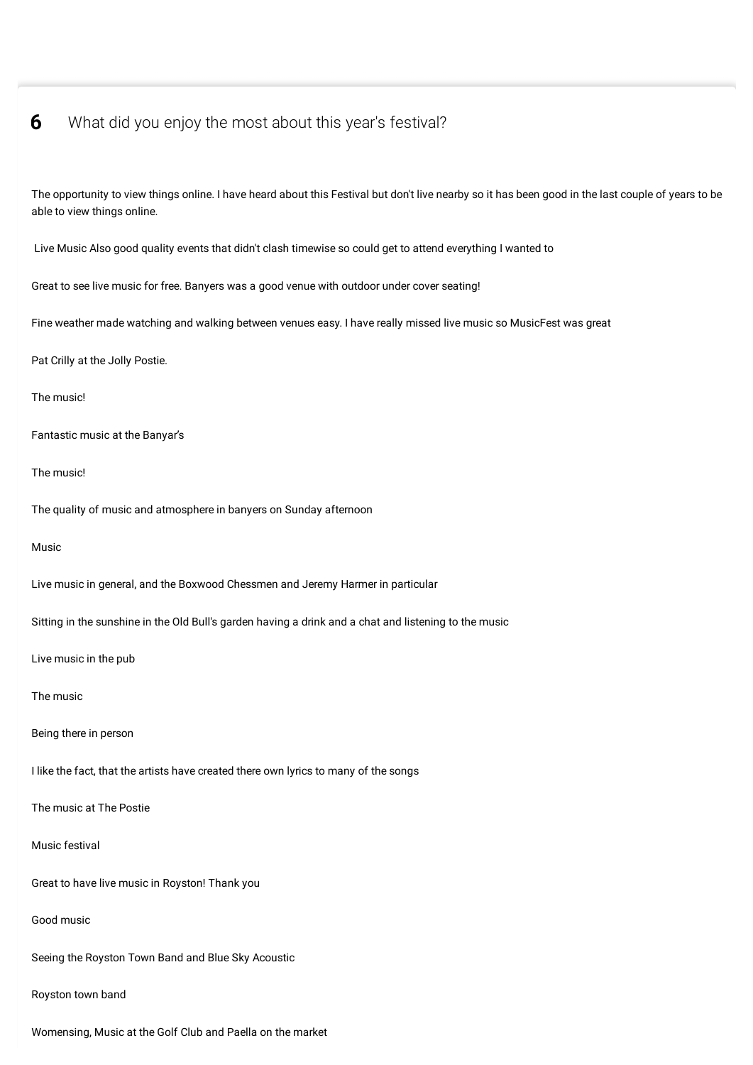## 6 What did you enjoy the most about this year's festival?

The opportunity to view things online. I have heard about this Festival but don't live nearby so it has been good in the last couple of years to be able to view things online.

Live Music Also good quality events that didn't clash timewise so could get to attend everything I wanted to

Great to see live music for free. Banyers was a good venue with outdoor under cover seating!

Fine weather made watching and walking between venues easy. I have really missed live music so MusicFest was great

Pat Crilly at the Jolly Postie.

The music!

Fantastic music at the Banyar's

The music!

The quality of music and atmosphere in banyers on Sunday afternoon

Music

Live music in general, and the Boxwood Chessmen and Jeremy Harmer in particular

Sitting in the sunshine in the Old Bull's garden having a drink and a chat and listening to the music

Live music in the pub

The music

Being there in person

I like the fact, that the artists have created there own lyrics to many of the songs

The music at The Postie

Music festival

Great to have live music in Royston! Thank you

Good music

Seeing the Royston Town Band and Blue Sky Acoustic

Royston town band

Womensing, Music at the Golf Club and Paella on the market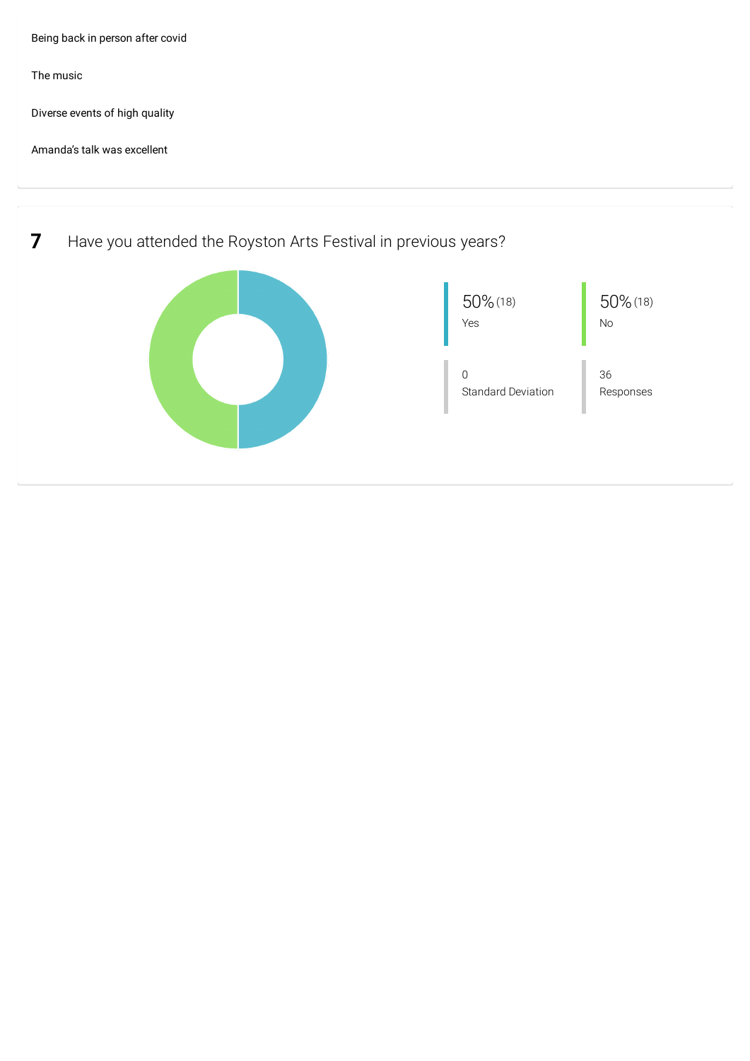Being back in person after covid

The music

Diverse events of high quality

Amanda's talk was excellent

## 7 Have you attended the Royston Arts Festival in previous years?

| | |
|---|---|
| 50% (18) Yes | 50% (18) No |
| 0 Standard Deviation | 36 Responses |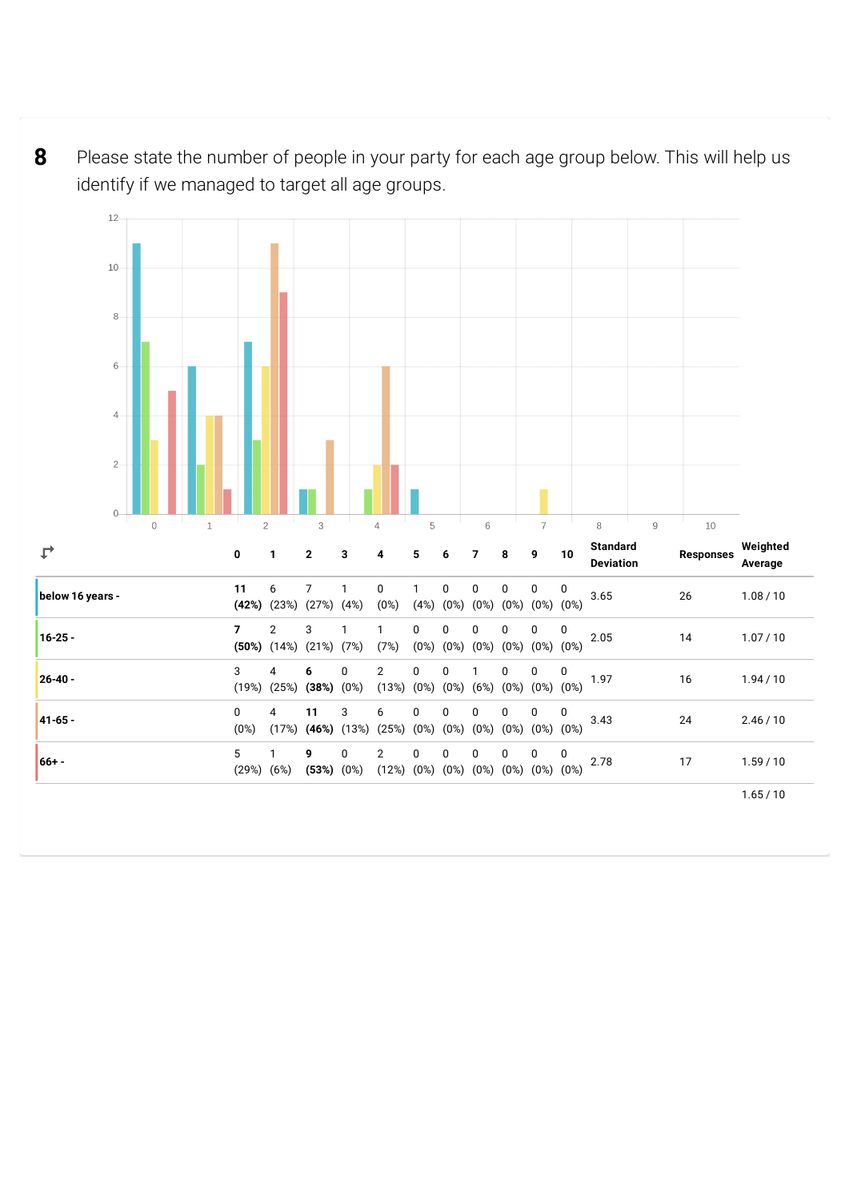## 8 Please state the number of people in your party for each age group below. This will help us identify if we managed to target all age groups.

| | 0 | 1 | 2 | 3 | 4 | 5 | 6 | 7 | 8 | 9 | 10 | Standard Deviation | Responses | Weighted Average |
|---|---|---|---|---|---|---|---|---|---|---|---|---|---|---|
| below 16 years - | **11 (42%)** | 6 (23%) | 7 (27%) | 1 (4%) | 0 (0%) | 1 (4%) | 0 (0%) | 0 (0%) | 0 (0%) | 0 (0%) | 0 (0%) | 3.65 | 26 | 1.08 / 10 |
| 16-25 - | **7 (50%)** | 2 (14%) | 3 (21%) | 1 (7%) | 1 (7%) | 0 (0%) | 0 (0%) | 0 (0%) | 0 (0%) | 0 (0%) | 0 (0%) | 2.05 | 14 | 1.07 / 10 |
| 26-40 - | 3 (19%) | 4 (25%) | **6 (38%)** | 0 (0%) | 2 (13%) | 0 (0%) | 0 (0%) | 1 (6%) | 0 (0%) | 0 (0%) | 0 (0%) | 1.97 | 16 | 1.94 / 10 |
| 41-65 - | 0 (0%) | 4 (17%) | **11 (46%)** | 3 (13%) | 6 (25%) | 0 (0%) | 0 (0%) | 0 (0%) | 0 (0%) | 0 (0%) | 0 (0%) | 3.43 | 24 | 2.46 / 10 |
| 66+ - | 5 (29%) | 1 (6%) | **9 (53%)** | 0 (0%) | 2 (12%) | 0 (0%) | 0 (0%) | 0 (0%) | 0 (0%) | 0 (0%) | 0 (0%) | 2.78 | 17 | 1.59 / 10 |
| | | | | | | | | | | | | | | 1.65 / 10 |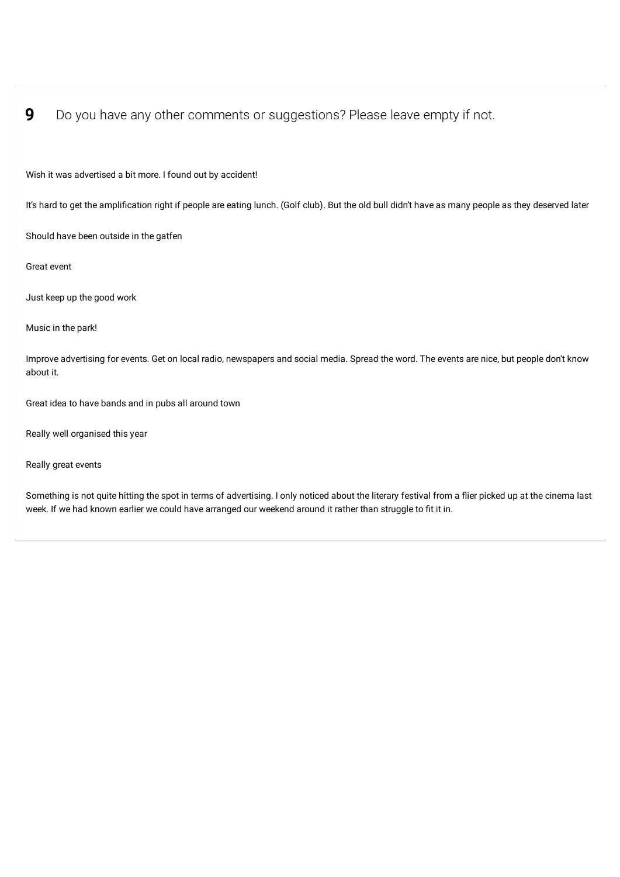## 9 Do you have any other comments or suggestions? Please leave empty if not.

Wish it was advertised a bit more. I found out by accident!

It's hard to get the amplification right if people are eating lunch. (Golf club). But the old bull didn't have as many people as they deserved later

Should have been outside in the gatfen

Great event

Just keep up the good work

Music in the park!

Improve advertising for events. Get on local radio, newspapers and social media. Spread the word. The events are nice, but people don't know about it.

Great idea to have bands and in pubs all around town

Really well organised this year

Really great events

Something is not quite hitting the spot in terms of advertising. I only noticed about the literary festival from a flier picked up at the cinema last week. If we had known earlier we could have arranged our weekend around it rather than struggle to fit it in.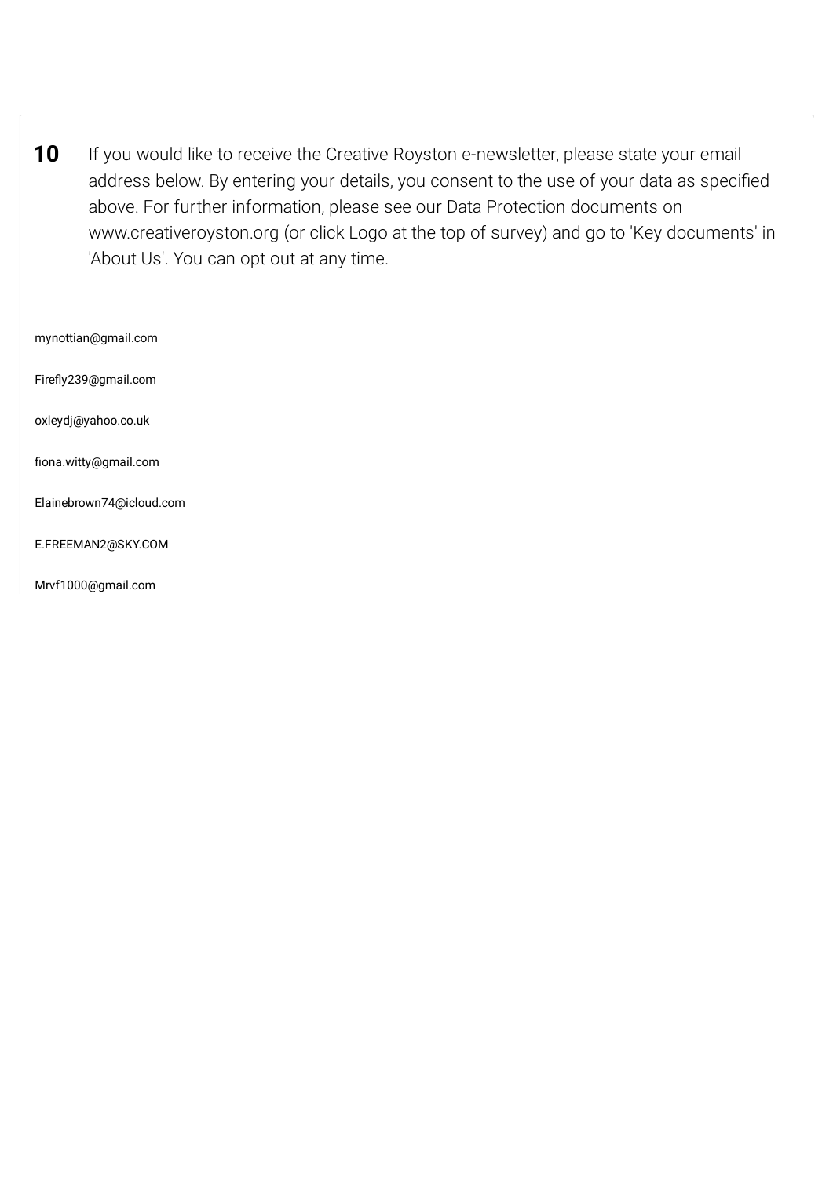**10** If you would like to receive the Creative Royston e-newsletter, please state your email address below. By entering your details, you consent to the use of your data as specified above. For further information, please see our Data Protection documents on www.creativeroyston.org (or click Logo at the top of survey) and go to 'Key documents' in 'About Us'. You can opt out at any time.

mynottian@gmail.com

Firefly239@gmail.com

oxleydj@yahoo.co.uk

fiona.witty@gmail.com

Elainebrown74@icloud.com

E.FREEMAN2@SKY.COM

Mrvf1000@gmail.com